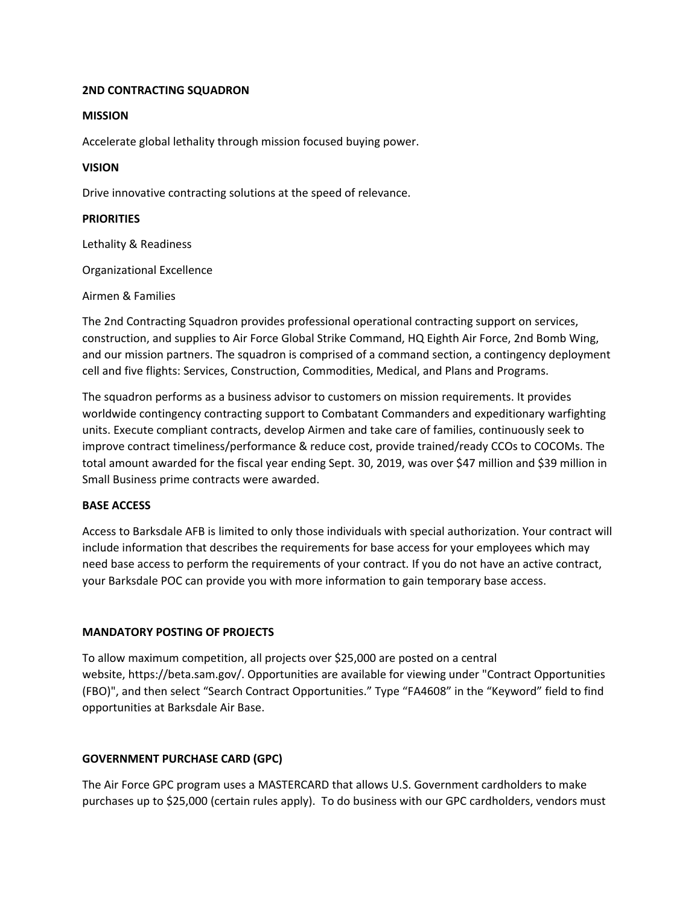## 2ND CONTRACTING SQUADRON

### MISSION

Accelerate global lethality through mission focused buying power.

### VISION

Drive innovative contracting solutions at the speed of relevance.

### PRIORITIES

Lethality & Readiness

Organizational Excellence

Airmen & Families

The 2nd Contracting Squadron provides professional operational contracting support on services, construction, and supplies to Air Force Global Strike Command, HQ Eighth Air Force, 2nd Bomb Wing, and our mission partners. The squadron is comprised of a command section, a contingency deployment cell and five flights: Services, Construction, Commodities, Medical, and Plans and Programs.

The squadron performs as a business advisor to customers on mission requirements. It provides worldwide contingency contracting support to Combatant Commanders and expeditionary warfighting units. Execute compliant contracts, develop Airmen and take care of families, continuously seek to improve contract timeliness/performance & reduce cost, provide trained/ready CCOs to COCOMs. The total amount awarded for the fiscal year ending Sept. 30, 2019, was over $47 million and $39 million in Small Business prime contracts were awarded.

### BASE ACCESS

Access to Barksdale AFB is limited to only those individuals with special authorization. Your contract will include information that describes the requirements for base access for your employees which may need base access to perform the requirements of your contract. If you do not have an active contract, your Barksdale POC can provide you with more information to gain temporary base access.

### MANDATORY POSTING OF PROJECTS

To allow maximum competition, all projects over $25,000 are posted on a central website, https://beta.sam.gov/. Opportunities are available for viewing under "Contract Opportunities (FBO)", and then select "Search Contract Opportunities." Type "FA4608" in the "Keyword" field to find opportunities at Barksdale Air Base.

### GOVERNMENT PURCHASE CARD (GPC)

The Air Force GPC program uses a MASTERCARD that allows U.S. Government cardholders to make purchases up to $25,000 (certain rules apply). To do business with our GPC cardholders, vendors must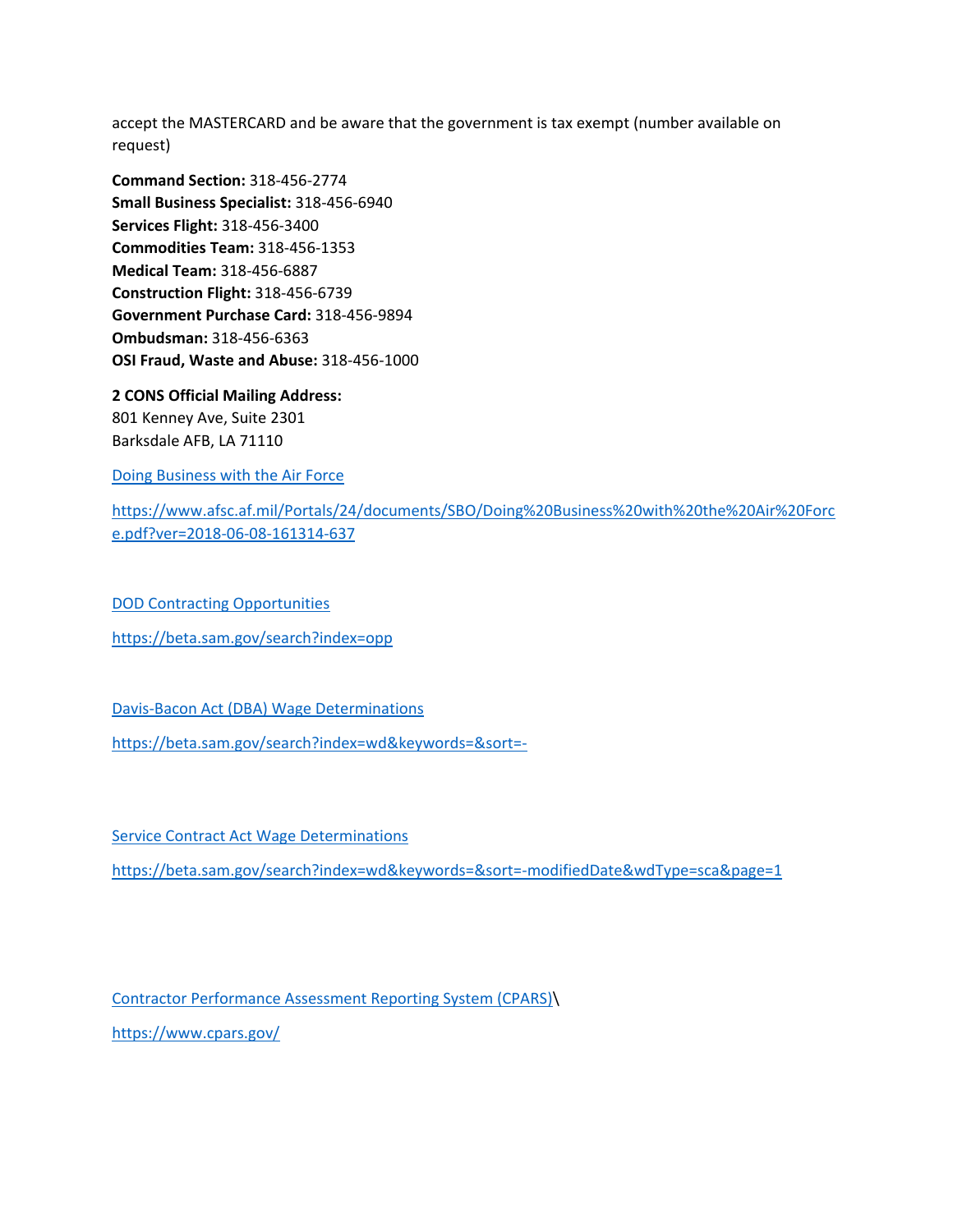accept the MASTERCARD and be aware that the government is tax exempt (number available on request)

**Command Section:** 318-456-2774
**Small Business Specialist:** 318-456-6940
**Services Flight:** 318-456-3400
**Commodities Team:** 318-456-1353
**Medical Team:** 318-456-6887
**Construction Flight:** 318-456-6739
**Government Purchase Card:** 318-456-9894
**Ombudsman:** 318-456-6363
**OSI Fraud, Waste and Abuse:** 318-456-1000

**2 CONS Official Mailing Address:**
801 Kenney Ave, Suite 2301
Barksdale AFB, LA 71110

Doing Business with the Air Force

https://www.afsc.af.mil/Portals/24/documents/SBO/Doing%20Business%20with%20the%20Air%20Force.pdf?ver=2018-06-08-161314-637

DOD Contracting Opportunities

https://beta.sam.gov/search?index=opp

Davis-Bacon Act (DBA) Wage Determinations

https://beta.sam.gov/search?index=wd&keywords=&sort=-

Service Contract Act Wage Determinations

https://beta.sam.gov/search?index=wd&keywords=&sort=-modifiedDate&wdType=sca&page=1

Contractor Performance Assessment Reporting System (CPARS)\

https://www.cpars.gov/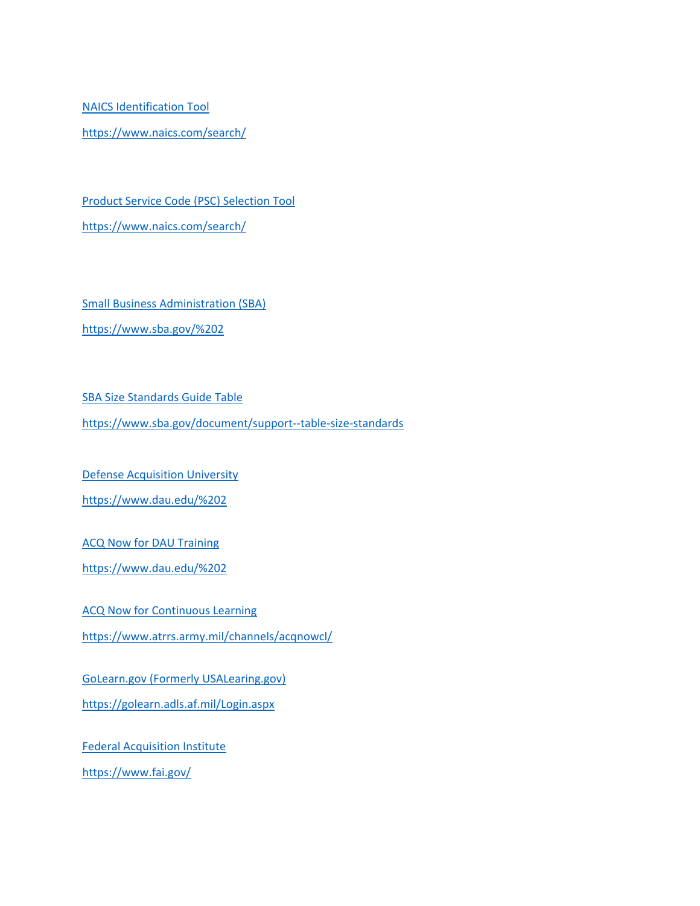NAICS Identification Tool

https://www.naics.com/search/

Product Service Code (PSC) Selection Tool

https://www.naics.com/search/

Small Business Administration (SBA)

https://www.sba.gov/%202

SBA Size Standards Guide Table

https://www.sba.gov/document/support--table-size-standards

Defense Acquisition University

https://www.dau.edu/%202

ACQ Now for DAU Training

https://www.dau.edu/%202

ACQ Now for Continuous Learning

https://www.atrrs.army.mil/channels/acqnowcl/

GoLearn.gov (Formerly USALearing.gov)

https://golearn.adls.af.mil/Login.aspx

Federal Acquisition Institute

https://www.fai.gov/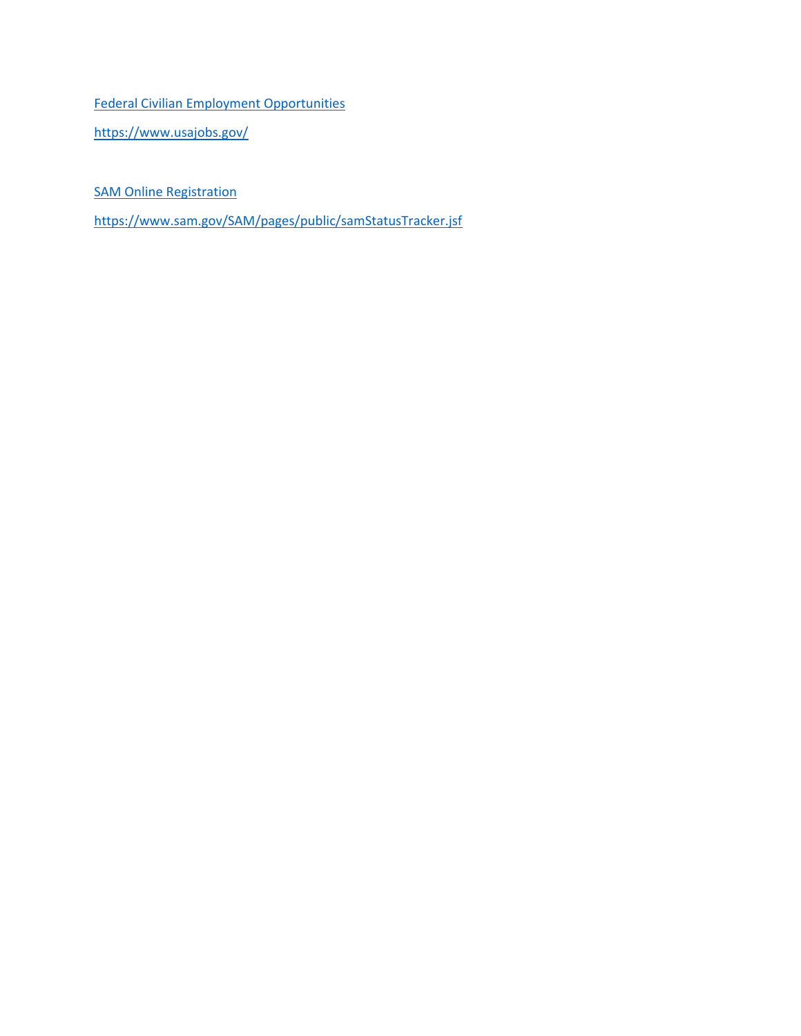Federal Civilian Employment Opportunities

https://www.usajobs.gov/

SAM Online Registration

https://www.sam.gov/SAM/pages/public/samStatusTracker.jsf